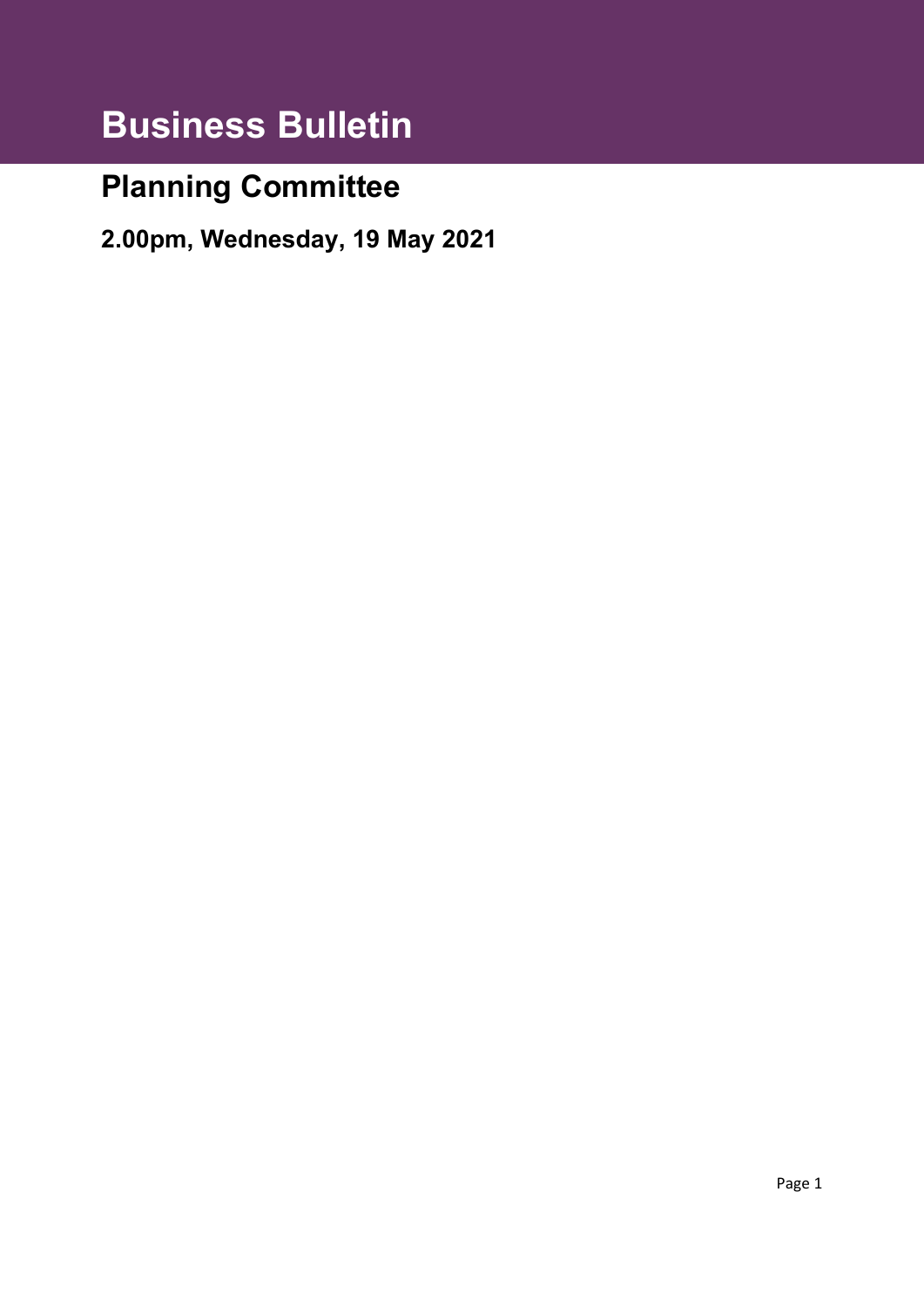# Business Bulletin

## Planning Committee

### 2.00pm, Wednesday, 19 May 2021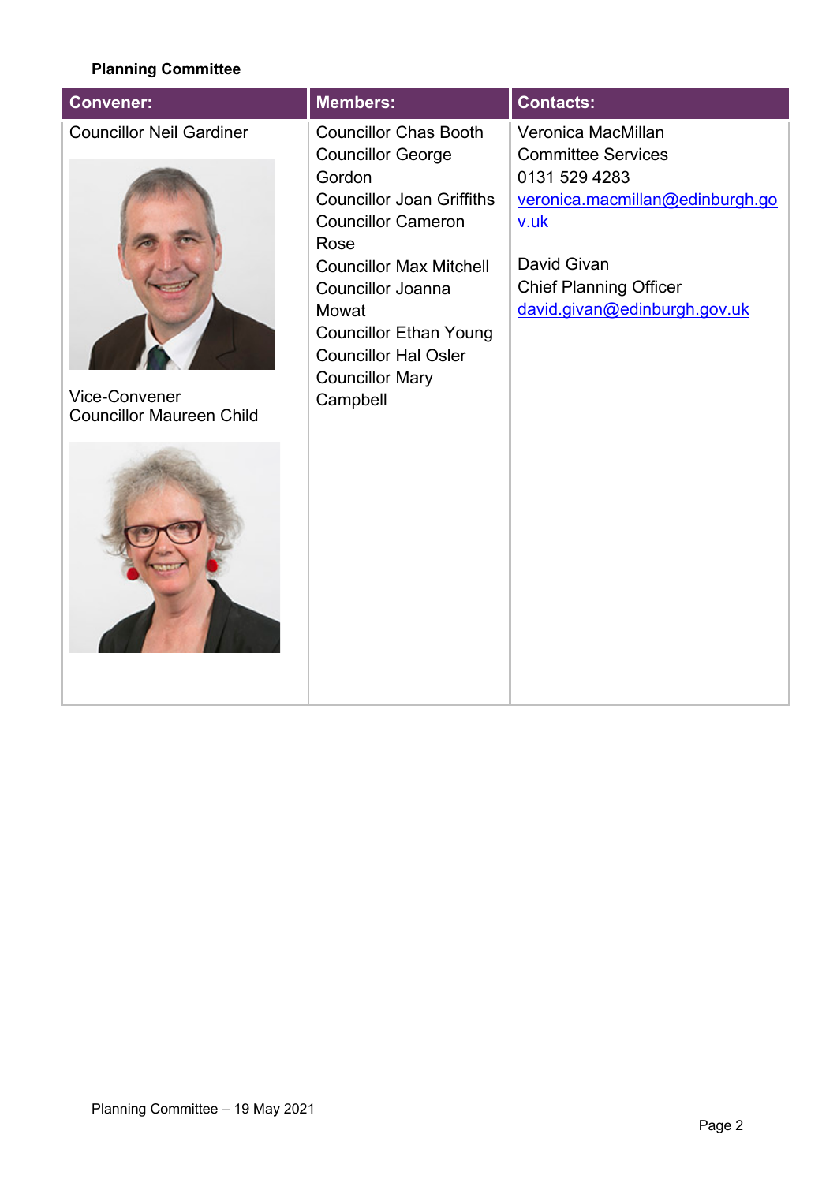**Planning Committee**

| Convener: | Members: | Contacts: |
|---|---|---|
| Councillor Neil Gardiner<br><br>Vice-Convener<br>Councillor Maureen Child | Councillor Chas Booth<br>Councillor George Gordon<br>Councillor Joan Griffiths<br>Councillor Cameron Rose<br>Councillor Max Mitchell<br>Councillor Joanna Mowat<br>Councillor Ethan Young<br>Councillor Hal Osler<br>Councillor Mary Campbell | Veronica MacMillan<br>Committee Services<br>0131 529 4283<br>veronica.macmillan@edinburgh.gov.uk<br><br>David Givan<br>Chief Planning Officer<br>david.givan@edinburgh.gov.uk |

Planning Committee – 19 May 2021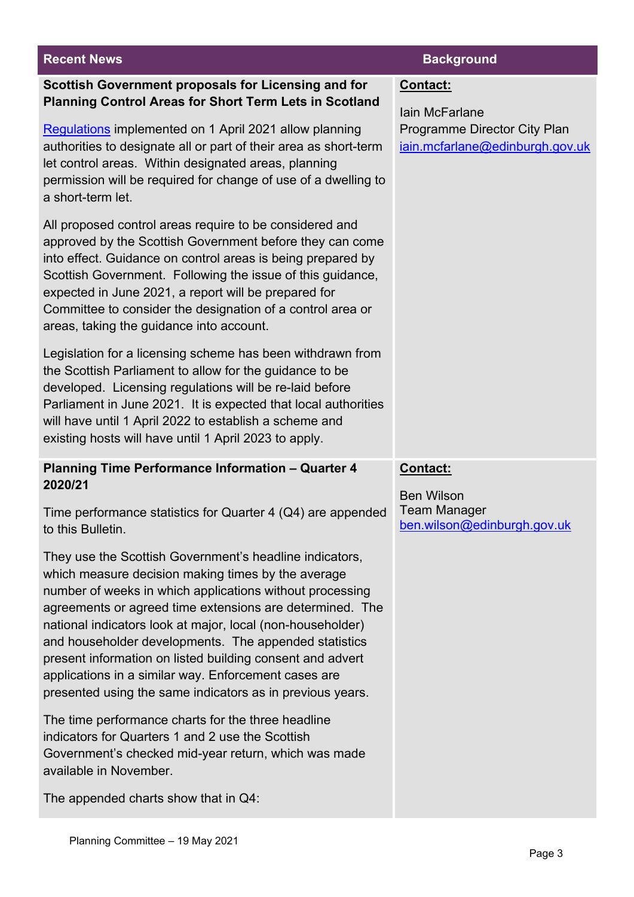| Recent News | Background |
|---|---|
| **Scottish Government proposals for Licensing and for Planning Control Areas for Short Term Lets in Scotland**<br><br>Regulations implemented on 1 April 2021 allow planning authorities to designate all or part of their area as short-term let control areas. Within designated areas, planning permission will be required for change of use of a dwelling to a short-term let.<br><br>All proposed control areas require to be considered and approved by the Scottish Government before they can come into effect. Guidance on control areas is being prepared by Scottish Government. Following the issue of this guidance, expected in June 2021, a report will be prepared for Committee to consider the designation of a control area or areas, taking the guidance into account.<br><br>Legislation for a licensing scheme has been withdrawn from the Scottish Parliament to allow for the guidance to be developed. Licensing regulations will be re-laid before Parliament in June 2021. It is expected that local authorities will have until 1 April 2022 to establish a scheme and existing hosts will have until 1 April 2023 to apply. | **Contact:**<br><br>Iain McFarlane<br>Programme Director City Plan<br>iain.mcfarlane@edinburgh.gov.uk |
| **Planning Time Performance Information – Quarter 4 2020/21**<br><br>Time performance statistics for Quarter 4 (Q4) are appended to this Bulletin.<br><br>They use the Scottish Government's headline indicators, which measure decision making times by the average number of weeks in which applications without processing agreements or agreed time extensions are determined. The national indicators look at major, local (non-householder) and householder developments. The appended statistics present information on listed building consent and advert applications in a similar way. Enforcement cases are presented using the same indicators as in previous years.<br><br>The time performance charts for the three headline indicators for Quarters 1 and 2 use the Scottish Government's checked mid-year return, which was made available in November.<br><br>The appended charts show that in Q4: | **Contact:**<br><br>Ben Wilson<br>Team Manager<br>ben.wilson@edinburgh.gov.uk |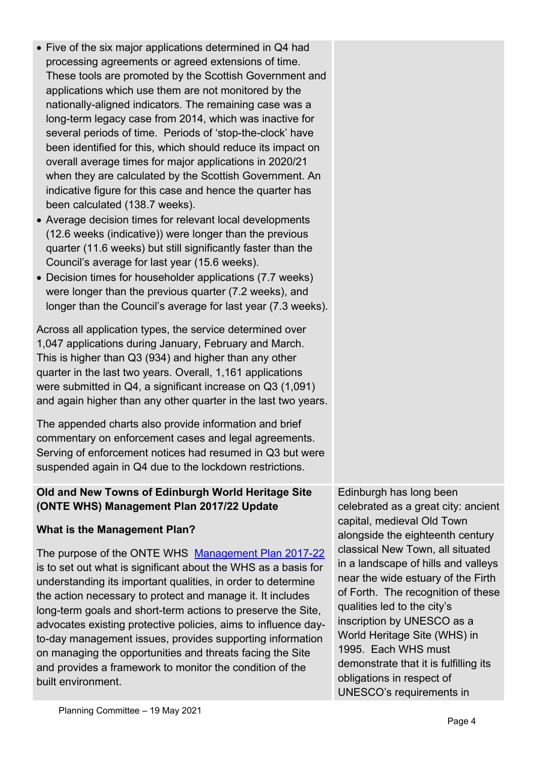- Five of the six major applications determined in Q4 had processing agreements or agreed extensions of time. These tools are promoted by the Scottish Government and applications which use them are not monitored by the nationally-aligned indicators. The remaining case was a long-term legacy case from 2014, which was inactive for several periods of time. Periods of 'stop-the-clock' have been identified for this, which should reduce its impact on overall average times for major applications in 2020/21 when they are calculated by the Scottish Government. An indicative figure for this case and hence the quarter has been calculated (138.7 weeks).
- Average decision times for relevant local developments (12.6 weeks (indicative)) were longer than the previous quarter (11.6 weeks) but still significantly faster than the Council's average for last year (15.6 weeks).
- Decision times for householder applications (7.7 weeks) were longer than the previous quarter (7.2 weeks), and longer than the Council's average for last year (7.3 weeks).

Across all application types, the service determined over 1,047 applications during January, February and March. This is higher than Q3 (934) and higher than any other quarter in the last two years. Overall, 1,161 applications were submitted in Q4, a significant increase on Q3 (1,091) and again higher than any other quarter in the last two years.

The appended charts also provide information and brief commentary on enforcement cases and legal agreements. Serving of enforcement notices had resumed in Q3 but were suspended again in Q4 due to the lockdown restrictions.

**Old and New Towns of Edinburgh World Heritage Site (ONTE WHS) Management Plan 2017/22 Update**

**What is the Management Plan?**

The purpose of the ONTE WHS Management Plan 2017-22 is to set out what is significant about the WHS as a basis for understanding its important qualities, in order to determine the action necessary to protect and manage it. It includes long-term goals and short-term actions to preserve the Site, advocates existing protective policies, aims to influence day-to-day management issues, provides supporting information on managing the opportunities and threats facing the Site and provides a framework to monitor the condition of the built environment.

Edinburgh has long been celebrated as a great city: ancient capital, medieval Old Town alongside the eighteenth century classical New Town, all situated in a landscape of hills and valleys near the wide estuary of the Firth of Forth. The recognition of these qualities led to the city's inscription by UNESCO as a World Heritage Site (WHS) in 1995. Each WHS must demonstrate that it is fulfilling its obligations in respect of UNESCO's requirements in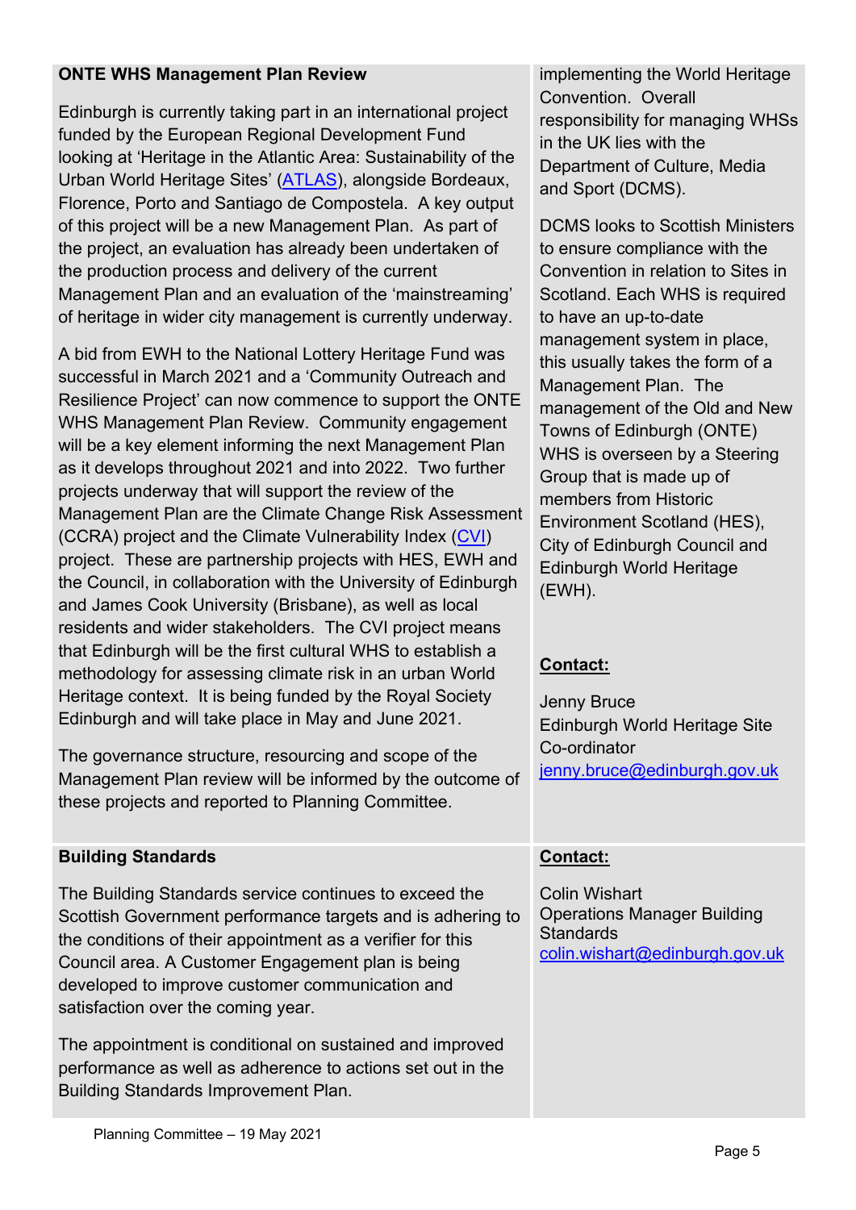**ONTE WHS Management Plan Review**

Edinburgh is currently taking part in an international project funded by the European Regional Development Fund looking at 'Heritage in the Atlantic Area: Sustainability of the Urban World Heritage Sites' (ATLAS), alongside Bordeaux, Florence, Porto and Santiago de Compostela. A key output of this project will be a new Management Plan. As part of the project, an evaluation has already been undertaken of the production process and delivery of the current Management Plan and an evaluation of the 'mainstreaming' of heritage in wider city management is currently underway.

A bid from EWH to the National Lottery Heritage Fund was successful in March 2021 and a 'Community Outreach and Resilience Project' can now commence to support the ONTE WHS Management Plan Review. Community engagement will be a key element informing the next Management Plan as it develops throughout 2021 and into 2022. Two further projects underway that will support the review of the Management Plan are the Climate Change Risk Assessment (CCRA) project and the Climate Vulnerability Index (CVI) project. These are partnership projects with HES, EWH and the Council, in collaboration with the University of Edinburgh and James Cook University (Brisbane), as well as local residents and wider stakeholders. The CVI project means that Edinburgh will be the first cultural WHS to establish a methodology for assessing climate risk in an urban World Heritage context. It is being funded by the Royal Society Edinburgh and will take place in May and June 2021.

The governance structure, resourcing and scope of the Management Plan review will be informed by the outcome of these projects and reported to Planning Committee.

implementing the World Heritage Convention. Overall responsibility for managing WHSs in the UK lies with the Department of Culture, Media and Sport (DCMS).

DCMS looks to Scottish Ministers to ensure compliance with the Convention in relation to Sites in Scotland. Each WHS is required to have an up-to-date management system in place, this usually takes the form of a Management Plan. The management of the Old and New Towns of Edinburgh (ONTE) WHS is overseen by a Steering Group that is made up of members from Historic Environment Scotland (HES), City of Edinburgh Council and Edinburgh World Heritage (EWH).

**Contact:**

Jenny Bruce
Edinburgh World Heritage Site Co-ordinator
jenny.bruce@edinburgh.gov.uk

**Building Standards**

The Building Standards service continues to exceed the Scottish Government performance targets and is adhering to the conditions of their appointment as a verifier for this Council area. A Customer Engagement plan is being developed to improve customer communication and satisfaction over the coming year.

The appointment is conditional on sustained and improved performance as well as adherence to actions set out in the Building Standards Improvement Plan.

**Contact:**

Colin Wishart
Operations Manager Building Standards
colin.wishart@edinburgh.gov.uk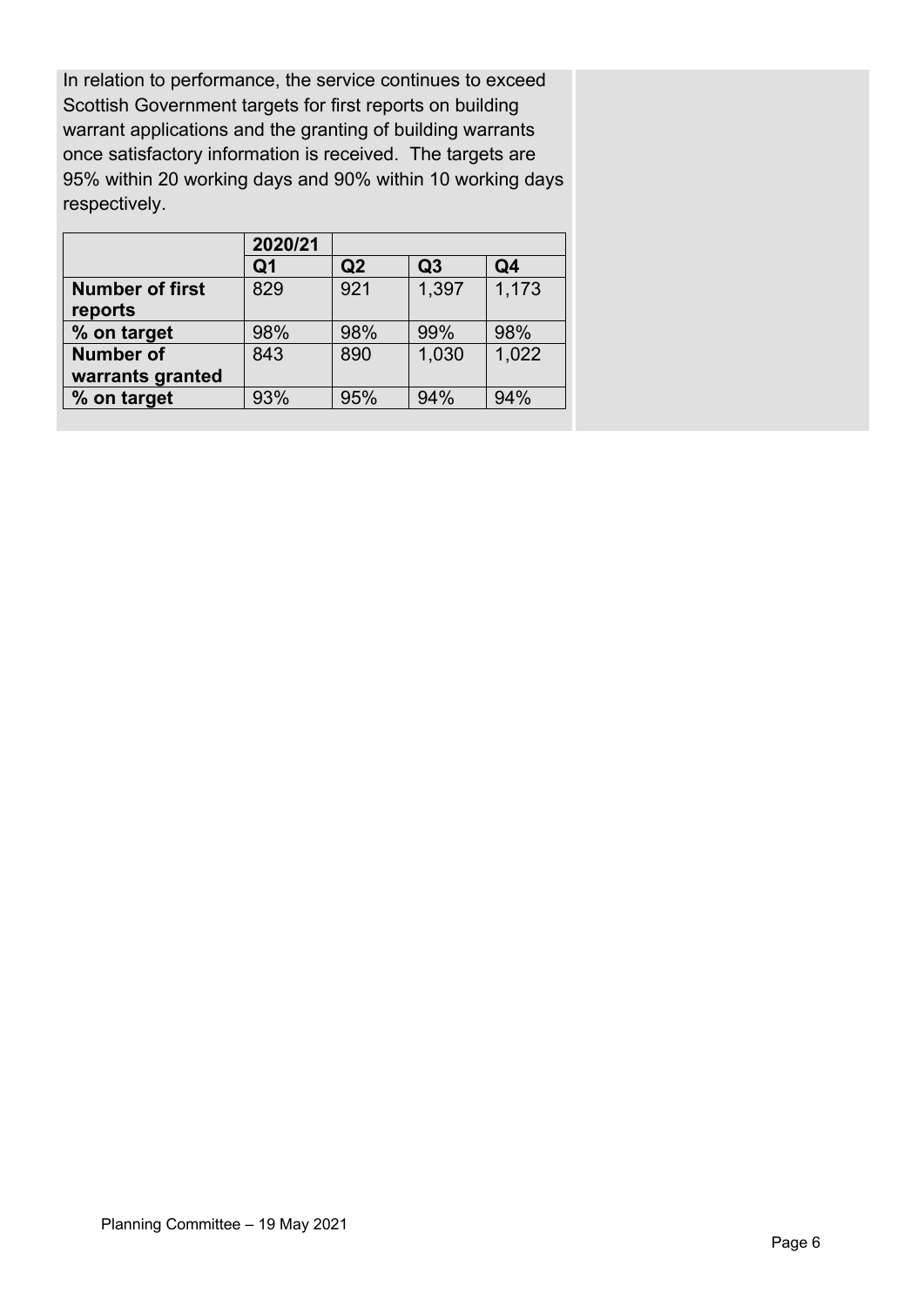In relation to performance, the service continues to exceed Scottish Government targets for first reports on building warrant applications and the granting of building warrants once satisfactory information is received. The targets are 95% within 20 working days and 90% within 10 working days respectively.

| | **2020/21** | | | |
|---|---|---|---|---|
| | **Q1** | **Q2** | **Q3** | **Q4** |
| **Number of first reports** | 829 | 921 | 1,397 | 1,173 |
| **% on target** | 98% | 98% | 99% | 98% |
| **Number of warrants granted** | 843 | 890 | 1,030 | 1,022 |
| **% on target** | 93% | 95% | 94% | 94% |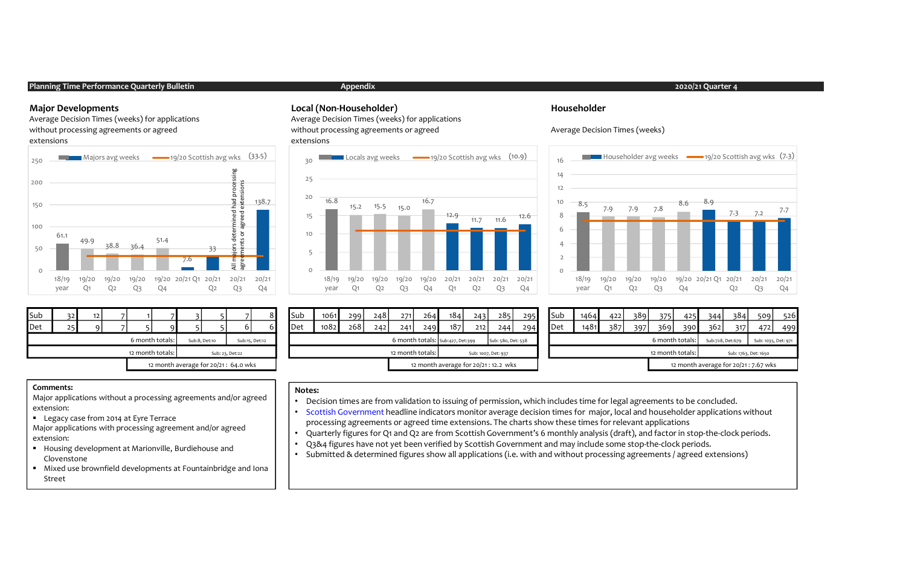Planning Time Performance Quarterly Bulletin — Appendix — 2020/21 Quarter 4

## Major Developments

Average Decision Times (weeks) for applications without processing agreements or agreed extensions

Majors avg weeks — 19/20 Scottish avg wks (33.5)

| | 18/19 year | 19/20 Q1 | 19/20 Q2 | 19/20 Q3 | 19/20 Q4 | 20/21 Q1 | 20/21 Q2 | 20/21 Q3 | 20/21 Q4 |
|---|---|---|---|---|---|---|---|---|---|
| Avg weeks | 61.1 | 49.9 | 38.8 | 36.4 | 51.4 | 7.6 | 33 | All majors determined had processing agreements or agreed extensions | 138.7 |
| Sub | 32 | 12 | 7 | 1 | 7 | 3 | 5 | 7 | 8 |
| Det | 25 | 9 | 7 | 5 | 9 | 5 | 5 | 6 | 6 |

6 month totals: Sub:8, Det:10; Sub:15, Det:12

12 month totals: Sub: 23, Det:22

12 month average for 20/21 : 64.0 wks

## Local (Non-Householder)

Average Decision Times (weeks) for applications without processing agreements or agreed extensions

Locals avg weeks — 19/20 Scottish avg wks (10.9)

| | 18/19 year | 19/20 Q1 | 19/20 Q2 | 19/20 Q3 | 19/20 Q4 | 20/21 Q1 | 20/21 Q2 | 20/21 Q3 | 20/21 Q4 |
|---|---|---|---|---|---|---|---|---|---|
| Avg weeks | 16.8 | 15.2 | 15.5 | 15.0 | 16.7 | 12.9 | 11.7 | 11.6 | 12.6 |
| Sub | 1061 | 299 | 248 | 271 | 264 | 184 | 243 | 285 | 295 |
| Det | 1082 | 268 | 242 | 241 | 249 | 187 | 212 | 244 | 294 |

6 month totals: Sub:427, Det:399; Sub: 580, Det: 538

12 month totals: Sub: 1007, Det: 937

12 month average for 20/21 : 12.2 wks

## Householder

Average Decision Times (weeks)

Householder avg weeks — 19/20 Scottish avg wks (7.3)

| | 18/19 year | 19/20 Q1 | 19/20 Q2 | 19/20 Q3 | 19/20 Q4 | 20/21 Q1 | 20/21 Q2 | 20/21 Q3 | 20/21 Q4 |
|---|---|---|---|---|---|---|---|---|---|
| Avg weeks | 8.5 | 7.9 | 7.9 | 7.8 | 8.6 | 8.9 | 7.3 | 7.2 | 7.7 |
| Sub | 1464 | 422 | 389 | 375 | 425 | 344 | 384 | 509 | 526 |
| Det | 1481 | 387 | 397 | 369 | 390 | 362 | 317 | 472 | 499 |

6 month totals: Sub:728, Det:679; Sub: 1035, Det: 971

12 month totals: Sub: 1763, Det: 1650

12 month average for 20/21 : 7.67 wks

**Comments:**

Major applications without a processing agreements and/or agreed extension:

- Legacy case from 2014 at Eyre Terrace

Major applications with processing agreement and/or agreed extension:

- Housing development at Marionville, Burdiehouse and Clovenstone
- Mixed use brownfield developments at Fountainbridge and Iona Street

**Notes:**

- Decision times are from validation to issuing of permission, which includes time for legal agreements to be concluded.
- Scottish Government headline indicators monitor average decision times for major, local and householder applications without processing agreements or agreed time extensions. The charts show these times for relevant applications
- Quarterly figures for Q1 and Q2 are from Scottish Government's 6 monthly analysis (draft), and factor in stop-the-clock periods.
- Q3&4 figures have not yet been verified by Scottish Government and may include some stop-the-clock periods.
- Submitted & determined figures show all applications (i.e. with and without processing agreements / agreed extensions)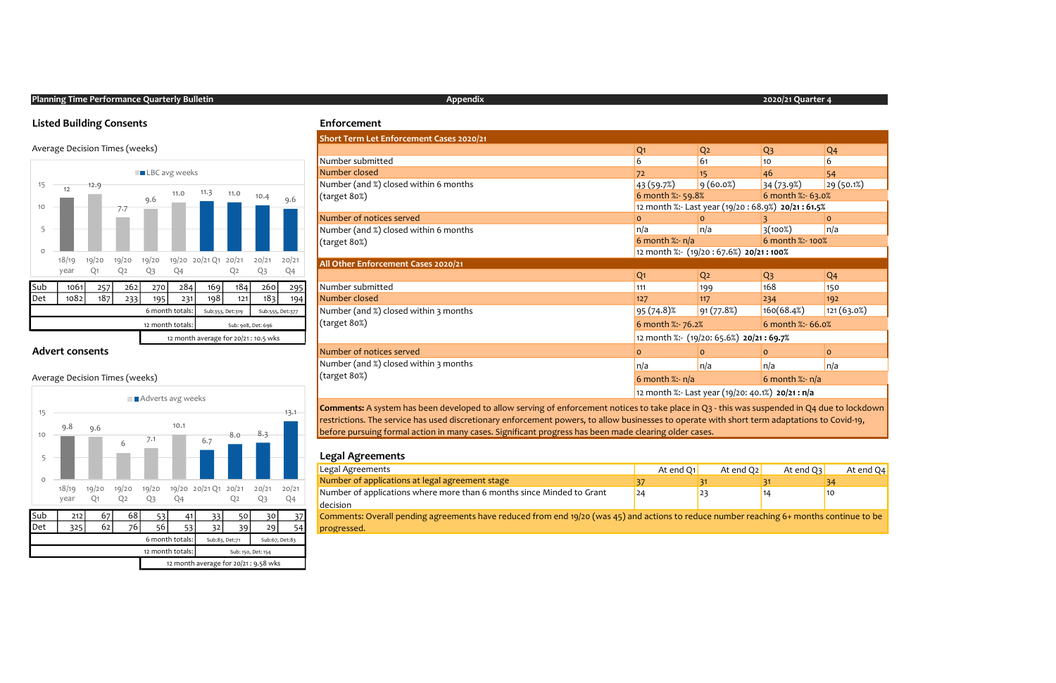## Listed Building Consents

Average Decision Times (weeks)

LBC avg weeks

15
10
5
0

12 | 12.9 | 7.7 | 9.6 | 11.0 | 11.3 | 11.0 | 10.4 | 9.6

18/19 year | 19/20 Q1 | 19/20 Q2 | 19/20 Q3 | 19/20 Q4 | 20/21 Q1 | 20/21 Q2 | 20/21 Q3 | 20/21 Q4

| | | | | | | | | | |
|---|---|---|---|---|---|---|---|---|---|
| Sub | 1061 | 257 | 262 | 270 | 284 | 169 | 184 | 260 | 295 |
| Det | 1082 | 187 | 233 | 195 | 231 | 198 | 121 | 183 | 194 |
| | | | | | 6 month totals: | Sub:353, Det:319 | | Sub:555, Det:377 | |
| | | | | | 12 month totals: | Sub: 908, Det: 696 | | | |
| | | | | | 12 month average for 20/21 : 10.5 wks | | | | |

## Advert consents

Average Decision Times (weeks)

Adverts avg weeks

15
10
5
0

9.8 | 9.6 | 6 | 7.1 | 10.1 | 6.7 | 8.0 | 8.3 | 13.1

18/19 year | 19/20 Q1 | 19/20 Q2 | 19/20 Q3 | 19/20 Q4 | 20/21 Q1 | 20/21 Q2 | 20/21 Q3 | 20/21 Q4

| | | | | | | | | | |
|---|---|---|---|---|---|---|---|---|---|
| Sub | 212 | 67 | 68 | 53 | 41 | 33 | 50 | 30 | 37 |
| Det | 325 | 62 | 76 | 56 | 53 | 32 | 39 | 29 | 54 |
| | | | | | 6 month totals: | Sub:83, Det:71 | | Sub:67, Det:83 | |
| | | | | | 12 month totals: | Sub: 150, Det: 154 | | | |
| | | | | | 12 month average for 20/21 : 9.58 wks | | | | |

## Enforcement

**Short Term Let Enforcement Cases 2020/21**

| | Q1 | Q2 | Q3 | Q4 |
|---|---|---|---|---|
| Number submitted | 6 | 61 | 10 | 6 |
| Number closed | 72 | 15 | 46 | 54 |
| Number (and %) closed within 6 months (target 80%) | 43 (59.7%) | 9 (60.0%) | 34 (73.9%) | 29 (50.1%) |
| | 6 month %:- 59.8% | | 6 month %:- 63.0% | |
| | 12 month %:- Last year (19/20 : 68.9%) **20/21 : 61.5%** | | | |
| Number of notices served | 0 | 0 | 3 | 0 |
| Number (and %) closed within 6 months (target 80%) | n/a | n/a | 3(100%) | n/a |
| | 6 month %:- n/a | | 6 month %:- 100% | |
| | 12 month %:- (19/20 : 67.6%) **20/21 : 100%** | | | |

**All Other Enforcement Cases 2020/21**

| | Q1 | Q2 | Q3 | Q4 |
|---|---|---|---|---|
| Number submitted | 111 | 199 | 168 | 150 |
| Number closed | 127 | 117 | 234 | 192 |
| Number (and %) closed within 3 months (target 80%) | 95 (74.8)% | 91 (77.8%) | 160(68.4%) | 121 (63.0%) |
| | 6 month %:- 76.2% | | 6 month %:- 66.0% | |
| | 12 month %:- (19/20: 65.6%) **20/21 : 69.7%** | | | |
| Number of notices served | 0 | 0 | 0 | 0 |
| Number (and %) closed within 3 months (target 80%) | n/a | n/a | n/a | n/a |
| | 6 month %:- n/a | | 6 month %:- n/a | |
| | 12 month %:- Last year (19/20: 40.1%) **20/21 : n/a** | | | |

**Comments:** A system has been developed to allow serving of enforcement notices to take place in Q3 - this was suspended in Q4 due to lockdown restrictions. The service has used discretionary enforcement powers, to allow businesses to operate with short term adaptations to Covid-19, before pursuing formal action in many cases. Significant progress has been made clearing older cases.

## Legal Agreements

| Legal Agreements | At end Q1 | At end Q2 | At end Q3 | At end Q4 |
|---|---|---|---|---|
| Number of applications at legal agreement stage | 37 | 31 | 31 | 34 |
| Number of applications where more than 6 months since Minded to Grant decision | 24 | 23 | 14 | 10 |

Comments: Overall pending agreements have reduced from end 19/20 (was 45) and actions to reduce number reaching 6+ months continue to be progressed.